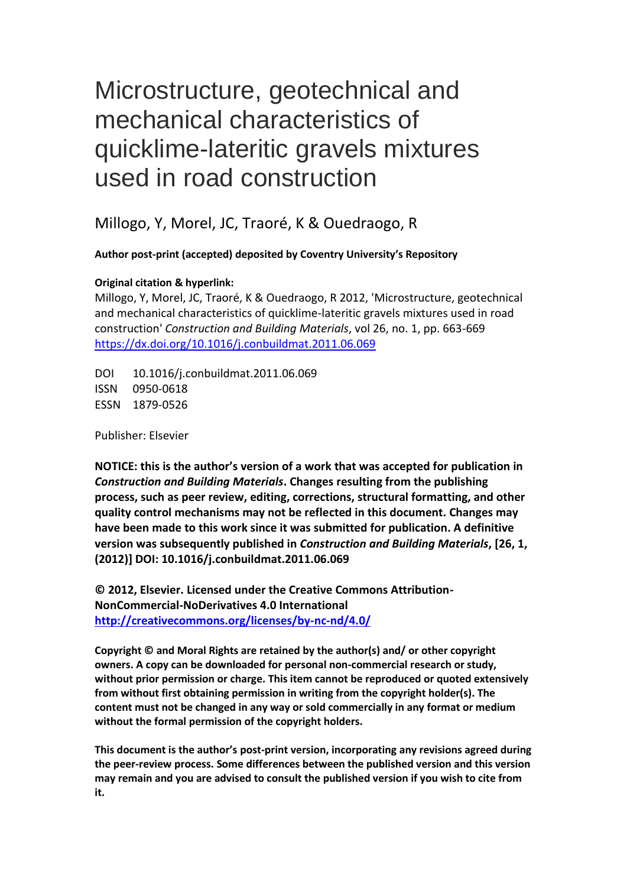# Microstructure, geotechnical and mechanical characteristics of quicklime-lateritic gravels mixtures used in road construction

Millogo, Y, Morel, JC, Traoré, K & Ouedraogo, R

**Author post-print (accepted) deposited by Coventry University's Repository**

**Original citation & hyperlink:**

Millogo, Y, Morel, JC, Traoré, K & Ouedraogo, R 2012, 'Microstructure, geotechnical and mechanical characteristics of quicklime-lateritic gravels mixtures used in road construction' *Construction and Building Materials*, vol 26, no. 1, pp. 663-669
https://dx.doi.org/10.1016/j.conbuildmat.2011.06.069

DOI 10.1016/j.conbuildmat.2011.06.069
ISSN 0950-0618
ESSN 1879-0526

Publisher: Elsevier

**NOTICE: this is the author's version of a work that was accepted for publication in *Construction and Building Materials*. Changes resulting from the publishing process, such as peer review, editing, corrections, structural formatting, and other quality control mechanisms may not be reflected in this document. Changes may have been made to this work since it was submitted for publication. A definitive version was subsequently published in *Construction and Building Materials*, [26, 1, (2012)] DOI: 10.1016/j.conbuildmat.2011.06.069**

**© 2012, Elsevier. Licensed under the Creative Commons Attribution-NonCommercial-NoDerivatives 4.0 International**
**http://creativecommons.org/licenses/by-nc-nd/4.0/**

**Copyright © and Moral Rights are retained by the author(s) and/ or other copyright owners. A copy can be downloaded for personal non-commercial research or study, without prior permission or charge. This item cannot be reproduced or quoted extensively from without first obtaining permission in writing from the copyright holder(s). The content must not be changed in any way or sold commercially in any format or medium without the formal permission of the copyright holders.**

**This document is the author's post-print version, incorporating any revisions agreed during the peer-review process. Some differences between the published version and this version may remain and you are advised to consult the published version if you wish to cite from it.**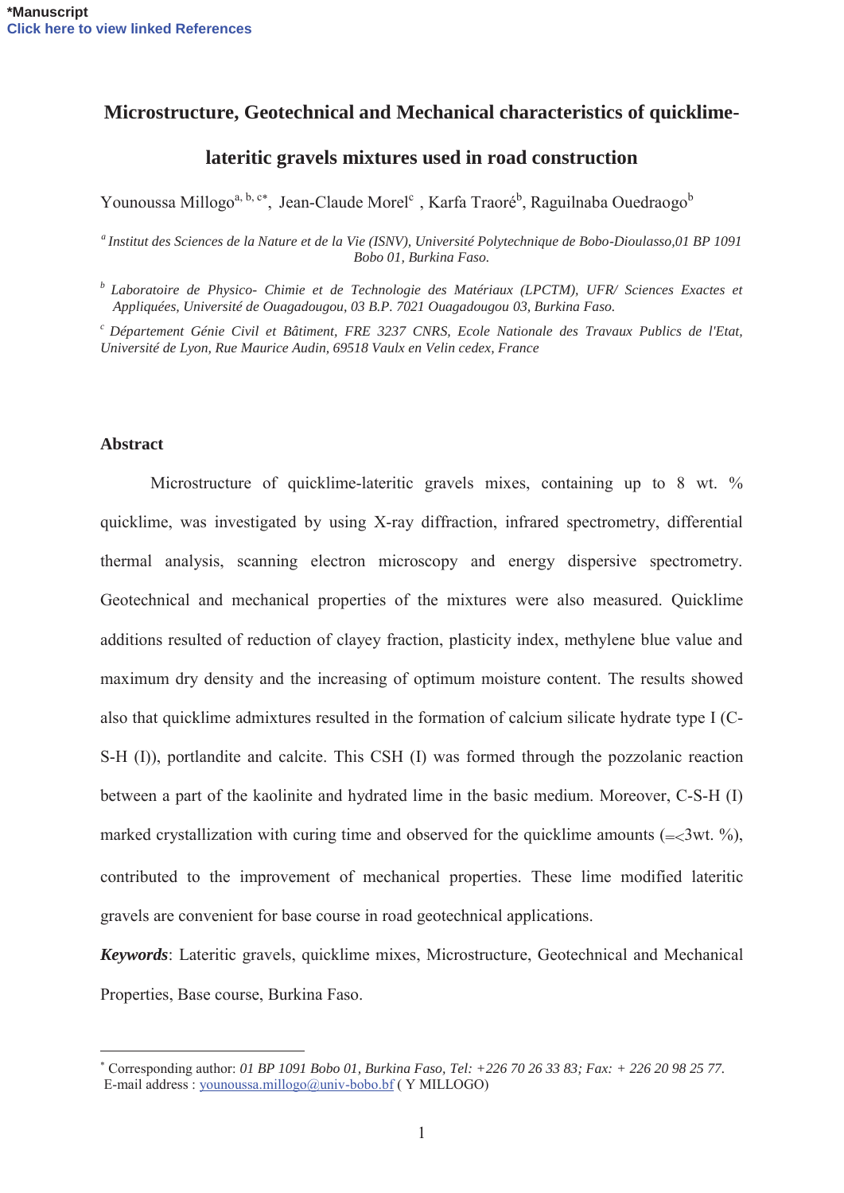*Manuscript
Click here to view linked References

# Microstructure, Geotechnical and Mechanical characteristics of quicklime-lateritic gravels mixtures used in road construction

Younoussa Millogo[a, b, c*], Jean-Claude Morel[c], Karfa Traoré[b], Raguilnaba Ouedraogo[b]

[a] *Institut des Sciences de la Nature et de la Vie (ISNV), Université Polytechnique de Bobo-Dioulasso,01 BP 1091 Bobo 01, Burkina Faso.*

[b] *Laboratoire de Physico- Chimie et de Technologie des Matériaux (LPCTM), UFR/ Sciences Exactes et Appliquées, Université de Ouagadougou, 03 B.P. 7021 Ouagadougou 03, Burkina Faso.*

[c] *Département Génie Civil et Bâtiment, FRE 3237 CNRS, Ecole Nationale des Travaux Publics de l'Etat, Université de Lyon, Rue Maurice Audin, 69518 Vaulx en Velin cedex, France*

## Abstract

Microstructure of quicklime-lateritic gravels mixes, containing up to 8 wt. % quicklime, was investigated by using X-ray diffraction, infrared spectrometry, differential thermal analysis, scanning electron microscopy and energy dispersive spectrometry. Geotechnical and mechanical properties of the mixtures were also measured. Quicklime additions resulted of reduction of clayey fraction, plasticity index, methylene blue value and maximum dry density and the increasing of optimum moisture content. The results showed also that quicklime admixtures resulted in the formation of calcium silicate hydrate type I (C-S-H (I)), portlandite and calcite. This CSH (I) was formed through the pozzolanic reaction between a part of the kaolinite and hydrated lime in the basic medium. Moreover, C-S-H (I) marked crystallization with curing time and observed for the quicklime amounts (=<3wt. %), contributed to the improvement of mechanical properties. These lime modified lateritic gravels are convenient for base course in road geotechnical applications.

***Keywords***: Lateritic gravels, quicklime mixes, Microstructure, Geotechnical and Mechanical Properties, Base course, Burkina Faso.

---

[*] Corresponding author: *01 BP 1091 Bobo 01, Burkina Faso, Tel: +226 70 26 33 83; Fax: + 226 20 98 25 77.* E-mail address : younoussa.millogo@univ-bobo.bf ( Y MILLOGO)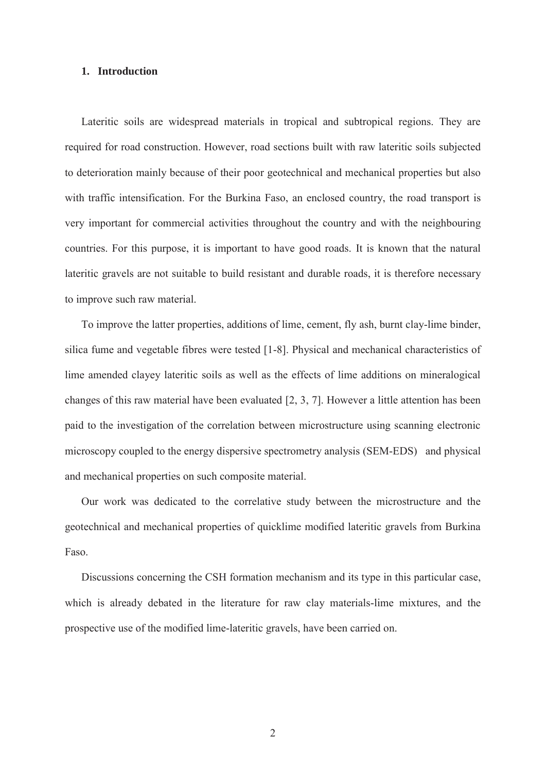## 1. Introduction

Lateritic soils are widespread materials in tropical and subtropical regions. They are required for road construction. However, road sections built with raw lateritic soils subjected to deterioration mainly because of their poor geotechnical and mechanical properties but also with traffic intensification. For the Burkina Faso, an enclosed country, the road transport is very important for commercial activities throughout the country and with the neighbouring countries. For this purpose, it is important to have good roads. It is known that the natural lateritic gravels are not suitable to build resistant and durable roads, it is therefore necessary to improve such raw material.

To improve the latter properties, additions of lime, cement, fly ash, burnt clay-lime binder, silica fume and vegetable fibres were tested [1-8]. Physical and mechanical characteristics of lime amended clayey lateritic soils as well as the effects of lime additions on mineralogical changes of this raw material have been evaluated [2, 3, 7]. However a little attention has been paid to the investigation of the correlation between microstructure using scanning electronic microscopy coupled to the energy dispersive spectrometry analysis (SEM-EDS) and physical and mechanical properties on such composite material.

Our work was dedicated to the correlative study between the microstructure and the geotechnical and mechanical properties of quicklime modified lateritic gravels from Burkina Faso.

Discussions concerning the CSH formation mechanism and its type in this particular case, which is already debated in the literature for raw clay materials-lime mixtures, and the prospective use of the modified lime-lateritic gravels, have been carried on.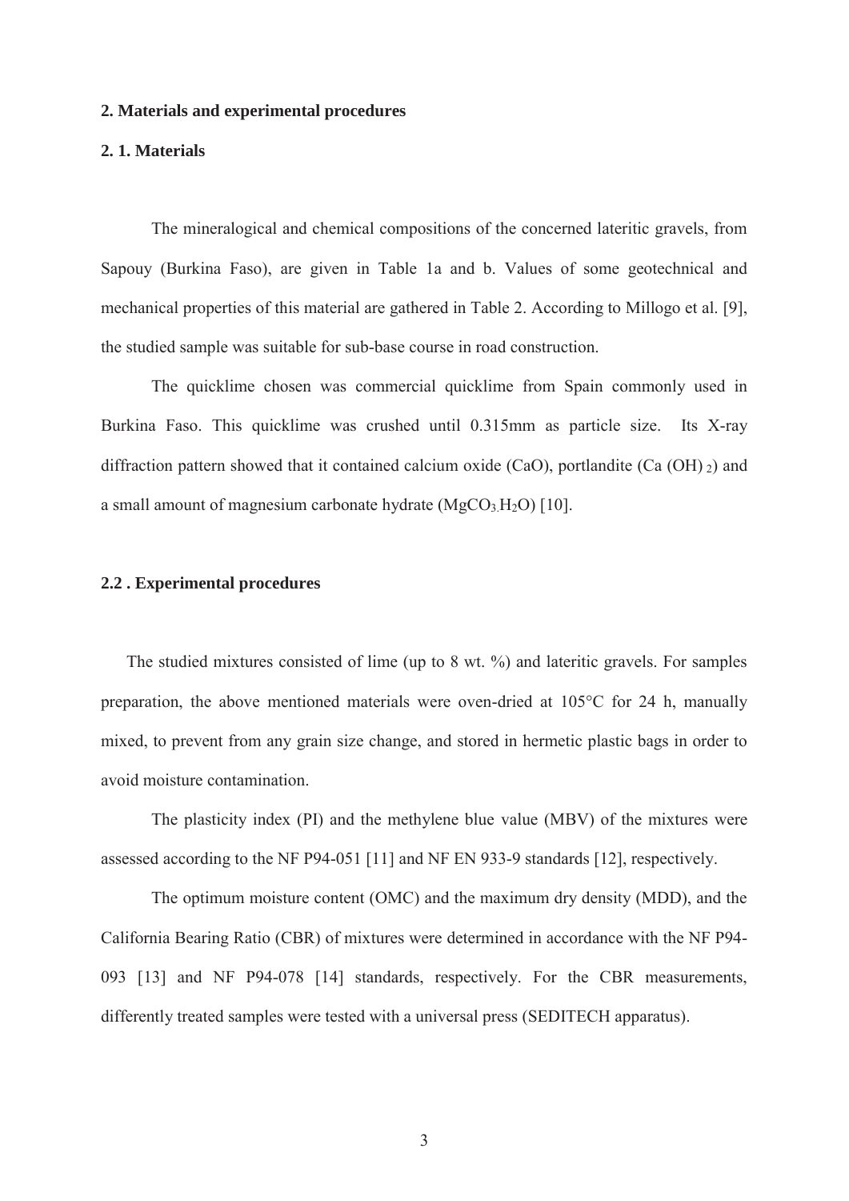## 2. Materials and experimental procedures

### 2. 1. Materials

The mineralogical and chemical compositions of the concerned lateritic gravels, from Sapouy (Burkina Faso), are given in Table 1a and b. Values of some geotechnical and mechanical properties of this material are gathered in Table 2. According to Millogo et al. [9], the studied sample was suitable for sub-base course in road construction.

The quicklime chosen was commercial quicklime from Spain commonly used in Burkina Faso. This quicklime was crushed until 0.315mm as particle size. Its X-ray diffraction pattern showed that it contained calcium oxide (CaO), portlandite ($Ca(OH)_2$) and a small amount of magnesium carbonate hydrate ($MgCO_3.H_2O$) [10].

### 2.2 . Experimental procedures

The studied mixtures consisted of lime (up to 8 wt. %) and lateritic gravels. For samples preparation, the above mentioned materials were oven-dried at 105°C for 24 h, manually mixed, to prevent from any grain size change, and stored in hermetic plastic bags in order to avoid moisture contamination.

The plasticity index (PI) and the methylene blue value (MBV) of the mixtures were assessed according to the NF P94-051 [11] and NF EN 933-9 standards [12], respectively.

The optimum moisture content (OMC) and the maximum dry density (MDD), and the California Bearing Ratio (CBR) of mixtures were determined in accordance with the NF P94-093 [13] and NF P94-078 [14] standards, respectively. For the CBR measurements, differently treated samples were tested with a universal press (SEDITECH apparatus).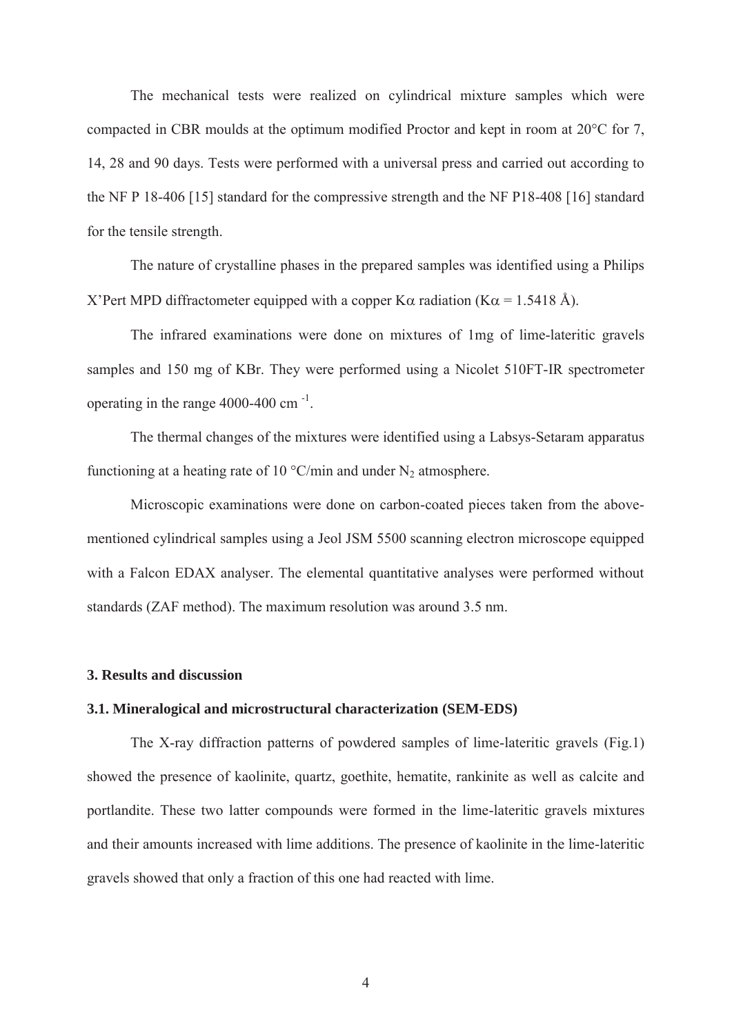The mechanical tests were realized on cylindrical mixture samples which were compacted in CBR moulds at the optimum modified Proctor and kept in room at 20°C for 7, 14, 28 and 90 days. Tests were performed with a universal press and carried out according to the NF P 18-406 [15] standard for the compressive strength and the NF P18-408 [16] standard for the tensile strength.

The nature of crystalline phases in the prepared samples was identified using a Philips X'Pert MPD diffractometer equipped with a copper Kα radiation (Kα = 1.5418 Å).

The infrared examinations were done on mixtures of 1mg of lime-lateritic gravels samples and 150 mg of KBr. They were performed using a Nicolet 510FT-IR spectrometer operating in the range 4000-400 $cm^{-1}$.

The thermal changes of the mixtures were identified using a Labsys-Setaram apparatus functioning at a heating rate of 10 °C/min and under $N_2$ atmosphere.

Microscopic examinations were done on carbon-coated pieces taken from the above-mentioned cylindrical samples using a Jeol JSM 5500 scanning electron microscope equipped with a Falcon EDAX analyser. The elemental quantitative analyses were performed without standards (ZAF method). The maximum resolution was around 3.5 nm.

### 3. Results and discussion

#### 3.1. Mineralogical and microstructural characterization (SEM-EDS)

The X-ray diffraction patterns of powdered samples of lime-lateritic gravels (Fig.1) showed the presence of kaolinite, quartz, goethite, hematite, rankinite as well as calcite and portlandite. These two latter compounds were formed in the lime-lateritic gravels mixtures and their amounts increased with lime additions. The presence of kaolinite in the lime-lateritic gravels showed that only a fraction of this one had reacted with lime.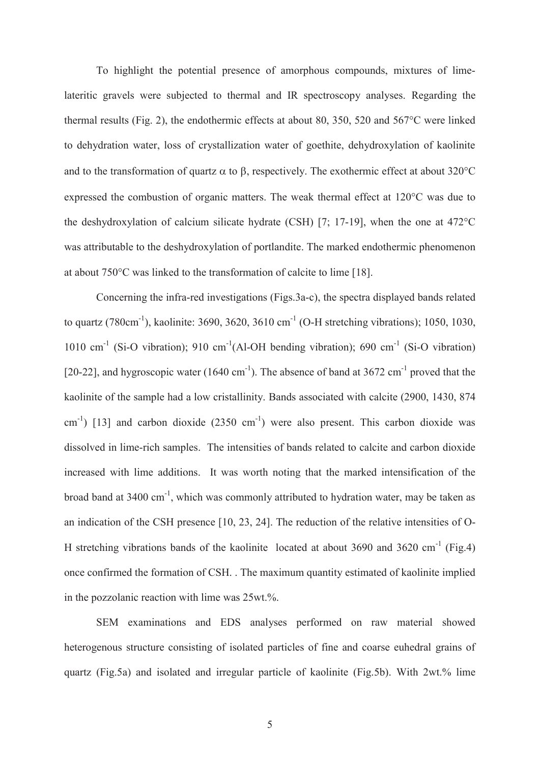To highlight the potential presence of amorphous compounds, mixtures of lime-lateritic gravels were subjected to thermal and IR spectroscopy analyses. Regarding the thermal results (Fig. 2), the endothermic effects at about 80, 350, 520 and 567°C were linked to dehydration water, loss of crystallization water of goethite, dehydroxylation of kaolinite and to the transformation of quartz $\alpha$ to $\beta$, respectively. The exothermic effect at about 320°C expressed the combustion of organic matters. The weak thermal effect at 120°C was due to the deshydroxylation of calcium silicate hydrate (CSH) [7; 17-19], when the one at 472°C was attributable to the deshydroxylation of portlandite. The marked endothermic phenomenon at about 750°C was linked to the transformation of calcite to lime [18].

Concerning the infra-red investigations (Figs.3a-c), the spectra displayed bands related to quartz (780cm$^{-1}$), kaolinite: 3690, 3620, 3610 cm$^{-1}$ (O-H stretching vibrations); 1050, 1030, 1010 cm$^{-1}$ (Si-O vibration); 910 cm$^{-1}$(Al-OH bending vibration); 690 cm$^{-1}$ (Si-O vibration) [20-22], and hygroscopic water (1640 cm$^{-1}$). The absence of band at 3672 cm$^{-1}$ proved that the kaolinite of the sample had a low cristallinity. Bands associated with calcite (2900, 1430, 874 cm$^{-1}$) [13] and carbon dioxide (2350 cm$^{-1}$) were also present. This carbon dioxide was dissolved in lime-rich samples. The intensities of bands related to calcite and carbon dioxide increased with lime additions. It was worth noting that the marked intensification of the broad band at 3400 cm$^{-1}$, which was commonly attributed to hydration water, may be taken as an indication of the CSH presence [10, 23, 24]. The reduction of the relative intensities of O-H stretching vibrations bands of the kaolinite located at about 3690 and 3620 cm$^{-1}$ (Fig.4) once confirmed the formation of CSH. . The maximum quantity estimated of kaolinite implied in the pozzolanic reaction with lime was 25wt.%.

SEM examinations and EDS analyses performed on raw material showed heterogenous structure consisting of isolated particles of fine and coarse euhedral grains of quartz (Fig.5a) and isolated and irregular particle of kaolinite (Fig.5b). With 2wt.% lime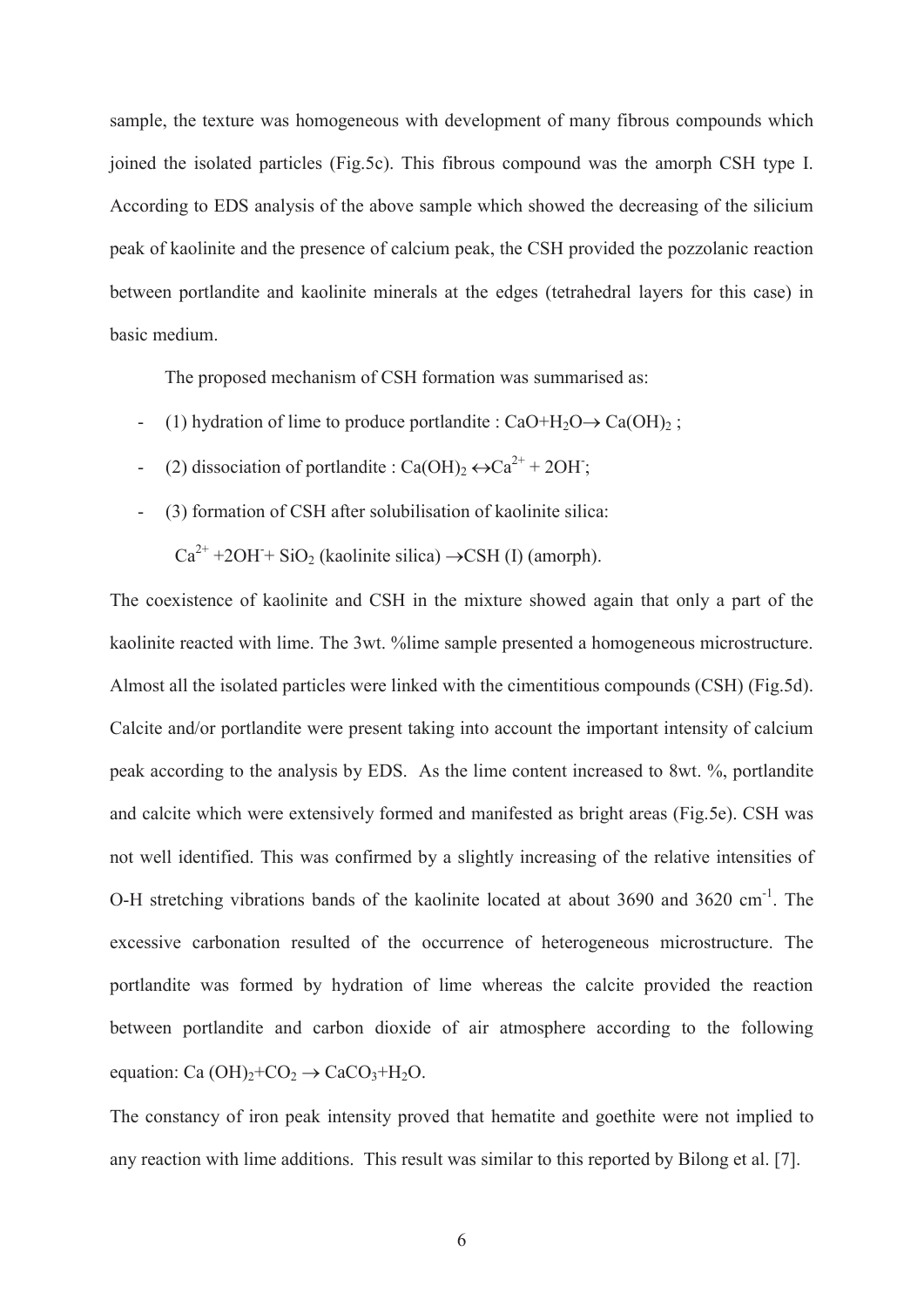sample, the texture was homogeneous with development of many fibrous compounds which joined the isolated particles (Fig.5c). This fibrous compound was the amorph CSH type I. According to EDS analysis of the above sample which showed the decreasing of the silicium peak of kaolinite and the presence of calcium peak, the CSH provided the pozzolanic reaction between portlandite and kaolinite minerals at the edges (tetrahedral layers for this case) in basic medium.

The proposed mechanism of CSH formation was summarised as:

- (1) hydration of lime to produce portlandite : $CaO+H_2O\rightarrow Ca(OH)_2$ ;
- (2) dissociation of portlandite : $Ca(OH)_2 \leftrightarrow Ca^{2+} + 2OH^-$;
- (3) formation of CSH after solubilisation of kaolinite silica:

  $Ca^{2+} + 2OH^- + SiO_2$ (kaolinite silica) $\rightarrow$ CSH (I) (amorph).

The coexistence of kaolinite and CSH in the mixture showed again that only a part of the kaolinite reacted with lime. The 3wt. %lime sample presented a homogeneous microstructure. Almost all the isolated particles were linked with the cimentitious compounds (CSH) (Fig.5d). Calcite and/or portlandite were present taking into account the important intensity of calcium peak according to the analysis by EDS. As the lime content increased to 8wt. %, portlandite and calcite which were extensively formed and manifested as bright areas (Fig.5e). CSH was not well identified. This was confirmed by a slightly increasing of the relative intensities of O-H stretching vibrations bands of the kaolinite located at about 3690 and 3620 $cm^{-1}$. The excessive carbonation resulted of the occurrence of heterogeneous microstructure. The portlandite was formed by hydration of lime whereas the calcite provided the reaction between portlandite and carbon dioxide of air atmosphere according to the following equation: $Ca(OH)_2+CO_2 \rightarrow CaCO_3+H_2O$.

The constancy of iron peak intensity proved that hematite and goethite were not implied to any reaction with lime additions. This result was similar to this reported by Bilong et al. [7].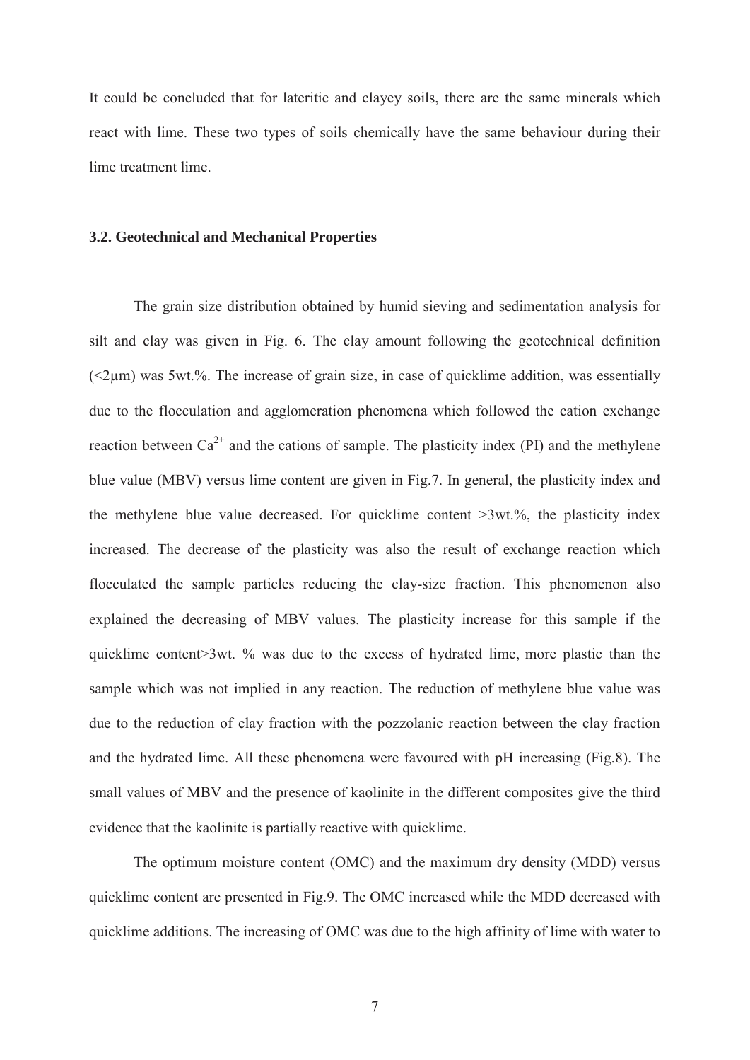It could be concluded that for lateritic and clayey soils, there are the same minerals which react with lime. These two types of soils chemically have the same behaviour during their lime treatment lime.

### 3.2. Geotechnical and Mechanical Properties

The grain size distribution obtained by humid sieving and sedimentation analysis for silt and clay was given in Fig. 6. The clay amount following the geotechnical definition (<2µm) was 5wt.%. The increase of grain size, in case of quicklime addition, was essentially due to the flocculation and agglomeration phenomena which followed the cation exchange reaction between $Ca^{2+}$ and the cations of sample. The plasticity index (PI) and the methylene blue value (MBV) versus lime content are given in Fig.7. In general, the plasticity index and the methylene blue value decreased. For quicklime content >3wt.%, the plasticity index increased. The decrease of the plasticity was also the result of exchange reaction which flocculated the sample particles reducing the clay-size fraction. This phenomenon also explained the decreasing of MBV values. The plasticity increase for this sample if the quicklime content>3wt. % was due to the excess of hydrated lime, more plastic than the sample which was not implied in any reaction. The reduction of methylene blue value was due to the reduction of clay fraction with the pozzolanic reaction between the clay fraction and the hydrated lime. All these phenomena were favoured with pH increasing (Fig.8). The small values of MBV and the presence of kaolinite in the different composites give the third evidence that the kaolinite is partially reactive with quicklime.

The optimum moisture content (OMC) and the maximum dry density (MDD) versus quicklime content are presented in Fig.9. The OMC increased while the MDD decreased with quicklime additions. The increasing of OMC was due to the high affinity of lime with water to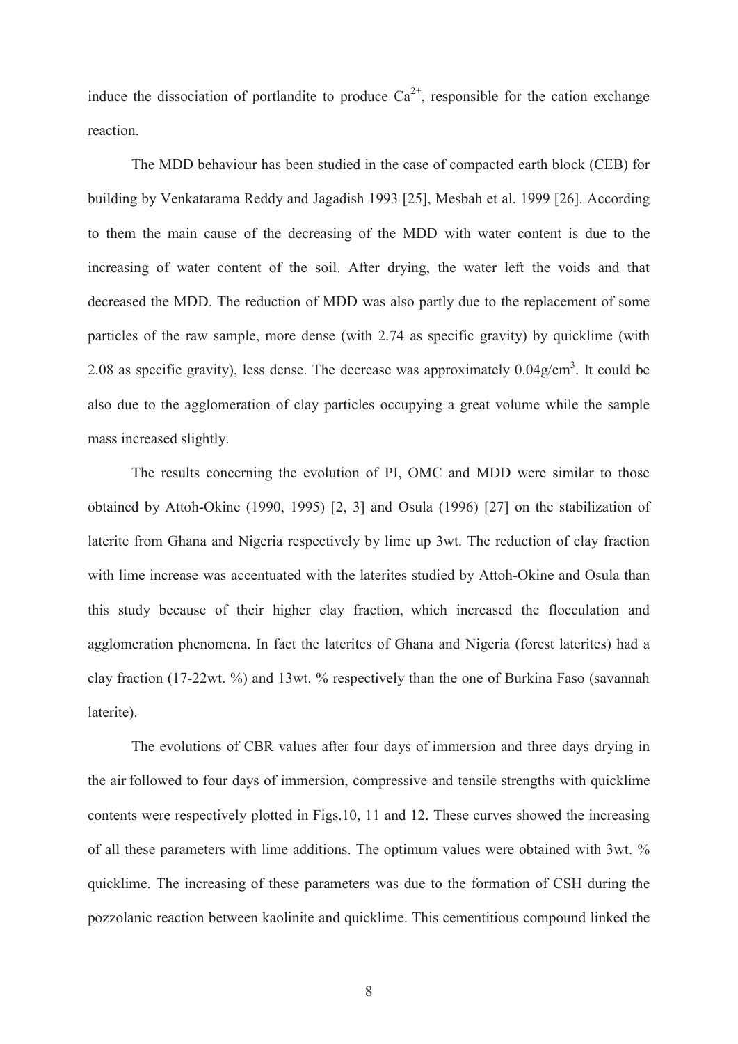induce the dissociation of portlandite to produce $Ca^{2+}$, responsible for the cation exchange reaction.

The MDD behaviour has been studied in the case of compacted earth block (CEB) for building by Venkatarama Reddy and Jagadish 1993 [25], Mesbah et al. 1999 [26]. According to them the main cause of the decreasing of the MDD with water content is due to the increasing of water content of the soil. After drying, the water left the voids and that decreased the MDD. The reduction of MDD was also partly due to the replacement of some particles of the raw sample, more dense (with 2.74 as specific gravity) by quicklime (with 2.08 as specific gravity), less dense. The decrease was approximately $0.04g/cm^3$. It could be also due to the agglomeration of clay particles occupying a great volume while the sample mass increased slightly.

The results concerning the evolution of PI, OMC and MDD were similar to those obtained by Attoh-Okine (1990, 1995) [2, 3] and Osula (1996) [27] on the stabilization of laterite from Ghana and Nigeria respectively by lime up 3wt. The reduction of clay fraction with lime increase was accentuated with the laterites studied by Attoh-Okine and Osula than this study because of their higher clay fraction, which increased the flocculation and agglomeration phenomena. In fact the laterites of Ghana and Nigeria (forest laterites) had a clay fraction (17-22wt. %) and 13wt. % respectively than the one of Burkina Faso (savannah laterite).

The evolutions of CBR values after four days of immersion and three days drying in the air followed to four days of immersion, compressive and tensile strengths with quicklime contents were respectively plotted in Figs.10, 11 and 12. These curves showed the increasing of all these parameters with lime additions. The optimum values were obtained with 3wt. % quicklime. The increasing of these parameters was due to the formation of CSH during the pozzolanic reaction between kaolinite and quicklime. This cementitious compound linked the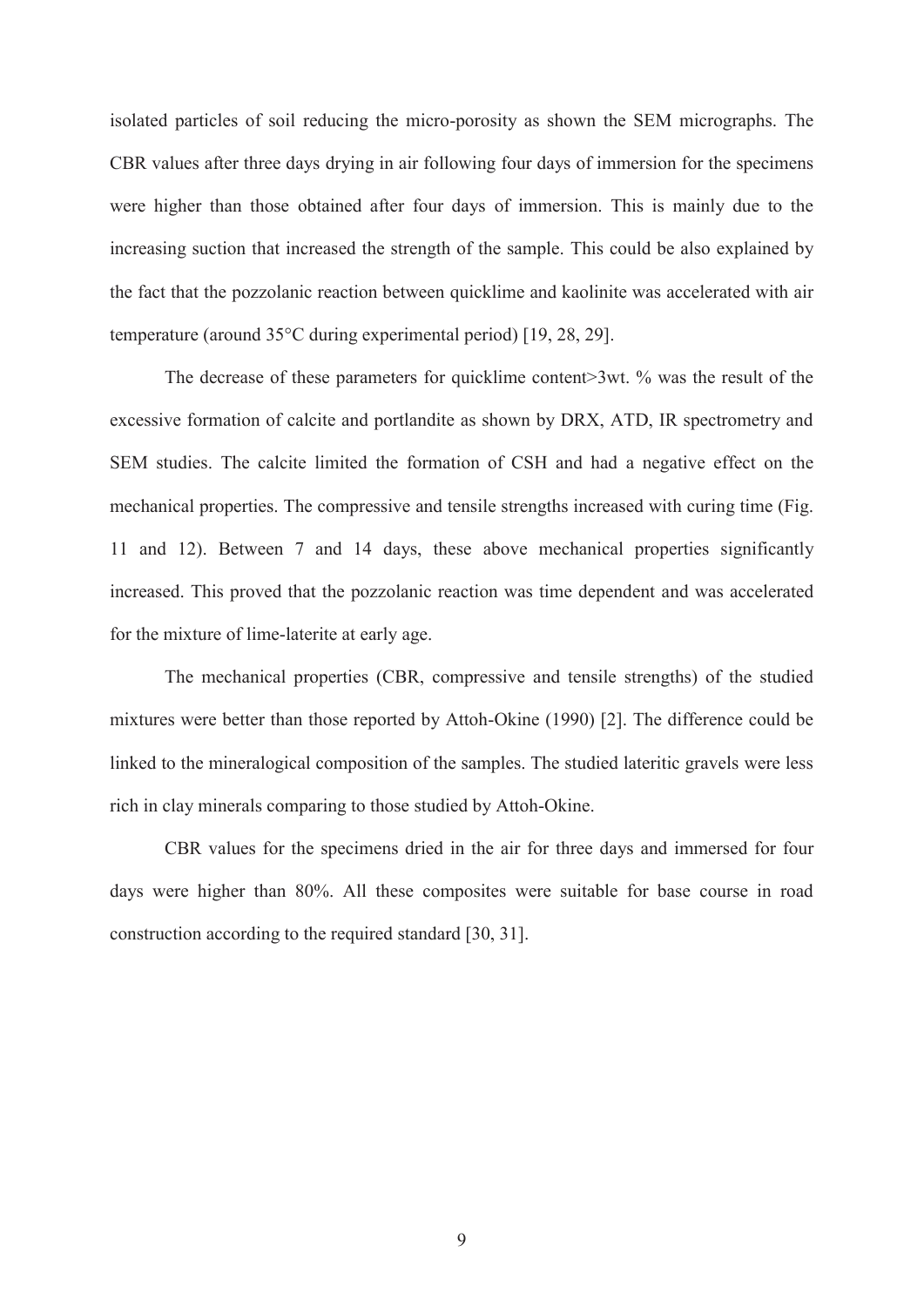isolated particles of soil reducing the micro-porosity as shown the SEM micrographs. The CBR values after three days drying in air following four days of immersion for the specimens were higher than those obtained after four days of immersion. This is mainly due to the increasing suction that increased the strength of the sample. This could be also explained by the fact that the pozzolanic reaction between quicklime and kaolinite was accelerated with air temperature (around 35°C during experimental period) [19, 28, 29].

The decrease of these parameters for quicklime content>3wt. % was the result of the excessive formation of calcite and portlandite as shown by DRX, ATD, IR spectrometry and SEM studies. The calcite limited the formation of CSH and had a negative effect on the mechanical properties. The compressive and tensile strengths increased with curing time (Fig. 11 and 12). Between 7 and 14 days, these above mechanical properties significantly increased. This proved that the pozzolanic reaction was time dependent and was accelerated for the mixture of lime-laterite at early age.

The mechanical properties (CBR, compressive and tensile strengths) of the studied mixtures were better than those reported by Attoh-Okine (1990) [2]. The difference could be linked to the mineralogical composition of the samples. The studied lateritic gravels were less rich in clay minerals comparing to those studied by Attoh-Okine.

CBR values for the specimens dried in the air for three days and immersed for four days were higher than 80%. All these composites were suitable for base course in road construction according to the required standard [30, 31].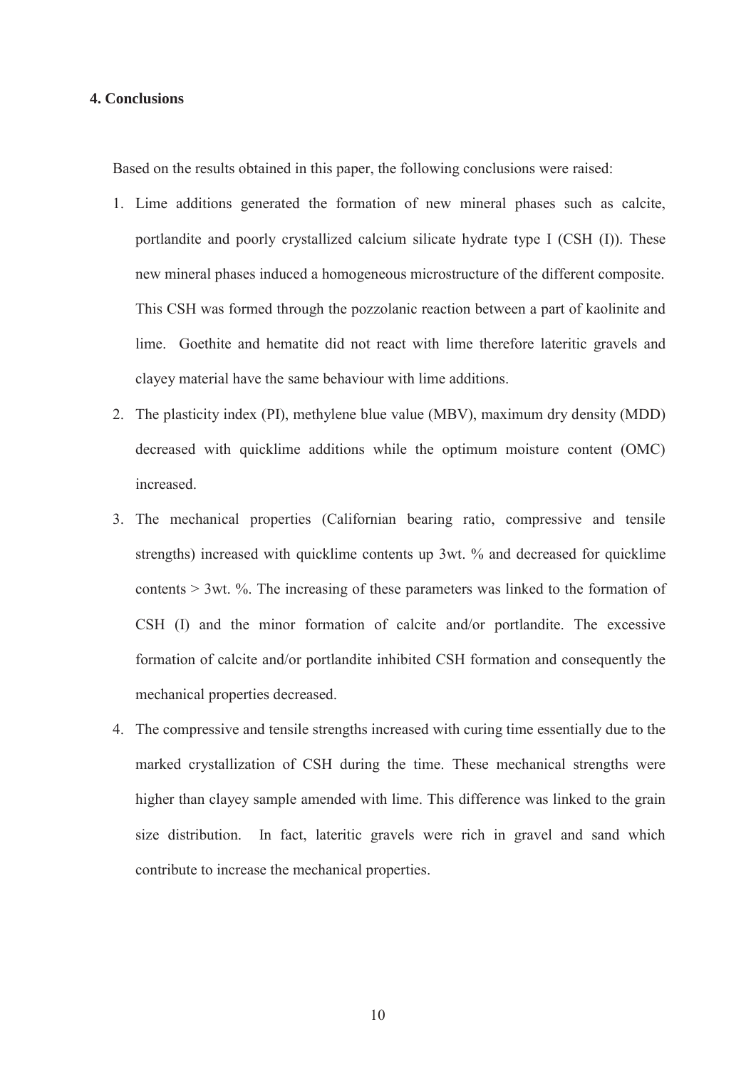## 4. Conclusions

Based on the results obtained in this paper, the following conclusions were raised:

1. Lime additions generated the formation of new mineral phases such as calcite, portlandite and poorly crystallized calcium silicate hydrate type I (CSH (I)). These new mineral phases induced a homogeneous microstructure of the different composite. This CSH was formed through the pozzolanic reaction between a part of kaolinite and lime. Goethite and hematite did not react with lime therefore lateritic gravels and clayey material have the same behaviour with lime additions.
2. The plasticity index (PI), methylene blue value (MBV), maximum dry density (MDD) decreased with quicklime additions while the optimum moisture content (OMC) increased.
3. The mechanical properties (Californian bearing ratio, compressive and tensile strengths) increased with quicklime contents up 3wt. % and decreased for quicklime contents > 3wt. %. The increasing of these parameters was linked to the formation of CSH (I) and the minor formation of calcite and/or portlandite. The excessive formation of calcite and/or portlandite inhibited CSH formation and consequently the mechanical properties decreased.
4. The compressive and tensile strengths increased with curing time essentially due to the marked crystallization of CSH during the time. These mechanical strengths were higher than clayey sample amended with lime. This difference was linked to the grain size distribution. In fact, lateritic gravels were rich in gravel and sand which contribute to increase the mechanical properties.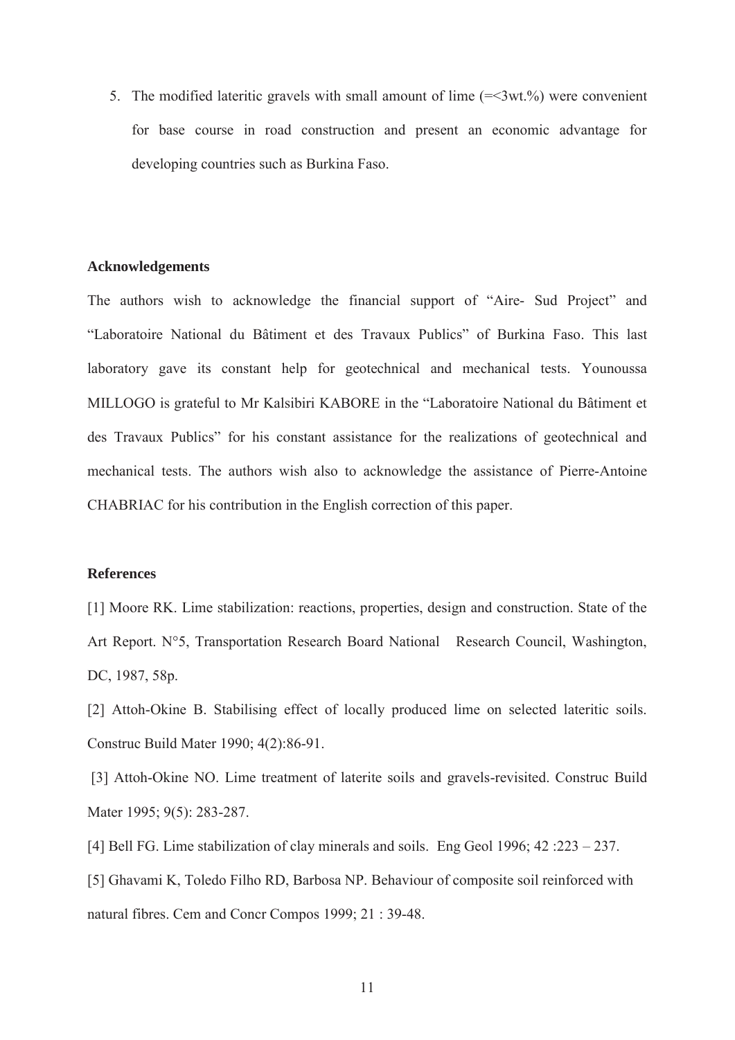5. The modified lateritic gravels with small amount of lime (=<3wt.%) were convenient for base course in road construction and present an economic advantage for developing countries such as Burkina Faso.

## Acknowledgements

The authors wish to acknowledge the financial support of "Aire- Sud Project" and "Laboratoire National du Bâtiment et des Travaux Publics" of Burkina Faso. This last laboratory gave its constant help for geotechnical and mechanical tests. Younoussa MILLOGO is grateful to Mr Kalsibiri KABORE in the "Laboratoire National du Bâtiment et des Travaux Publics" for his constant assistance for the realizations of geotechnical and mechanical tests. The authors wish also to acknowledge the assistance of Pierre-Antoine CHABRIAC for his contribution in the English correction of this paper.

## References

[1] Moore RK. Lime stabilization: reactions, properties, design and construction. State of the Art Report. N°5, Transportation Research Board National Research Council, Washington, DC, 1987, 58p.

[2] Attoh-Okine B. Stabilising effect of locally produced lime on selected lateritic soils. Construc Build Mater 1990; 4(2):86-91.

[3] Attoh-Okine NO. Lime treatment of laterite soils and gravels-revisited. Construc Build Mater 1995; 9(5): 283-287.

[4] Bell FG. Lime stabilization of clay minerals and soils. Eng Geol 1996; 42 :223 – 237.

[5] Ghavami K, Toledo Filho RD, Barbosa NP. Behaviour of composite soil reinforced with natural fibres. Cem and Concr Compos 1999; 21 : 39-48.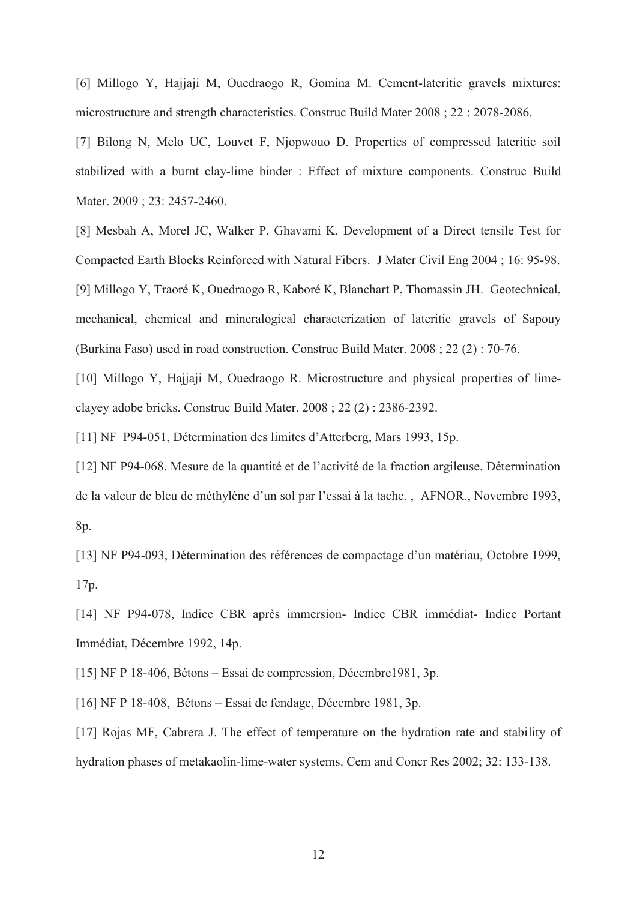[6] Millogo Y, Hajjaji M, Ouedraogo R, Gomina M. Cement-lateritic gravels mixtures: microstructure and strength characteristics. Construc Build Mater 2008 ; 22 : 2078-2086.

[7] Bilong N, Melo UC, Louvet F, Njopwouo D. Properties of compressed lateritic soil stabilized with a burnt clay-lime binder : Effect of mixture components. Construc Build Mater. 2009 ; 23: 2457-2460.

[8] Mesbah A, Morel JC, Walker P, Ghavami K. Development of a Direct tensile Test for Compacted Earth Blocks Reinforced with Natural Fibers. J Mater Civil Eng 2004 ; 16: 95-98.

[9] Millogo Y, Traoré K, Ouedraogo R, Kaboré K, Blanchart P, Thomassin JH. Geotechnical, mechanical, chemical and mineralogical characterization of lateritic gravels of Sapouy (Burkina Faso) used in road construction. Construc Build Mater. 2008 ; 22 (2) : 70-76.

[10] Millogo Y, Hajjaji M, Ouedraogo R. Microstructure and physical properties of lime-clayey adobe bricks. Construc Build Mater. 2008 ; 22 (2) : 2386-2392.

[11] NF P94-051, Détermination des limites d'Atterberg, Mars 1993, 15p.

[12] NF P94-068. Mesure de la quantité et de l'activité de la fraction argileuse. Détermination de la valeur de bleu de méthylène d'un sol par l'essai à la tache. , AFNOR., Novembre 1993, 8p.

[13] NF P94-093, Détermination des références de compactage d'un matériau, Octobre 1999, 17p.

[14] NF P94-078, Indice CBR après immersion- Indice CBR immédiat- Indice Portant Immédiat, Décembre 1992, 14p.

[15] NF P 18-406, Bétons – Essai de compression, Décembre1981, 3p.

[16] NF P 18-408, Bétons – Essai de fendage, Décembre 1981, 3p.

[17] Rojas MF, Cabrera J. The effect of temperature on the hydration rate and stability of hydration phases of metakaolin-lime-water systems. Cem and Concr Res 2002; 32: 133-138.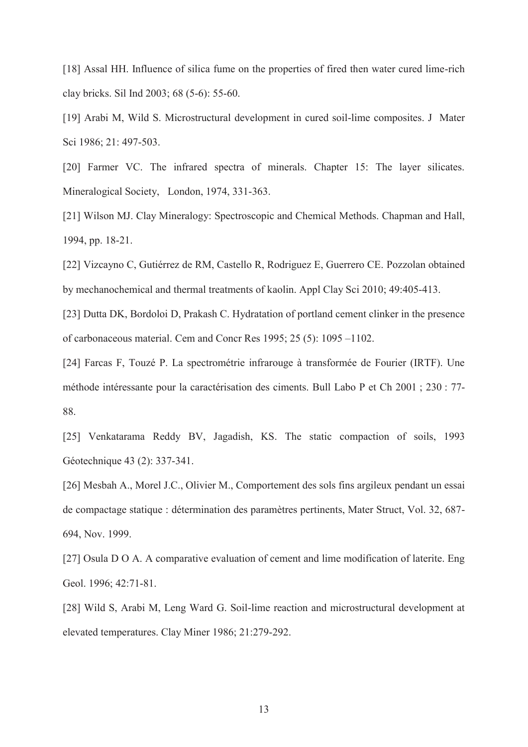[18] Assal HH. Influence of silica fume on the properties of fired then water cured lime-rich clay bricks. Sil Ind 2003; 68 (5-6): 55-60.

[19] Arabi M, Wild S. Microstructural development in cured soil-lime composites. J Mater Sci 1986; 21: 497-503.

[20] Farmer VC. The infrared spectra of minerals. Chapter 15: The layer silicates. Mineralogical Society, London, 1974, 331-363.

[21] Wilson MJ. Clay Mineralogy: Spectroscopic and Chemical Methods. Chapman and Hall, 1994, pp. 18-21.

[22] Vizcayno C, Gutiérrez de RM, Castello R, Rodriguez E, Guerrero CE. Pozzolan obtained by mechanochemical and thermal treatments of kaolin. Appl Clay Sci 2010; 49:405-413.

[23] Dutta DK, Bordoloi D, Prakash C. Hydratation of portland cement clinker in the presence of carbonaceous material. Cem and Concr Res 1995; 25 (5): 1095 –1102.

[24] Farcas F, Touzé P. La spectrométrie infrarouge à transformée de Fourier (IRTF). Une méthode intéressante pour la caractérisation des ciments. Bull Labo P et Ch 2001 ; 230 : 77-88.

[25] Venkatarama Reddy BV, Jagadish, KS. The static compaction of soils, 1993 Géotechnique 43 (2): 337-341.

[26] Mesbah A., Morel J.C., Olivier M., Comportement des sols fins argileux pendant un essai de compactage statique : détermination des paramètres pertinents, Mater Struct, Vol. 32, 687-694, Nov. 1999.

[27] Osula D O A. A comparative evaluation of cement and lime modification of laterite. Eng Geol. 1996; 42:71-81.

[28] Wild S, Arabi M, Leng Ward G. Soil-lime reaction and microstructural development at elevated temperatures. Clay Miner 1986; 21:279-292.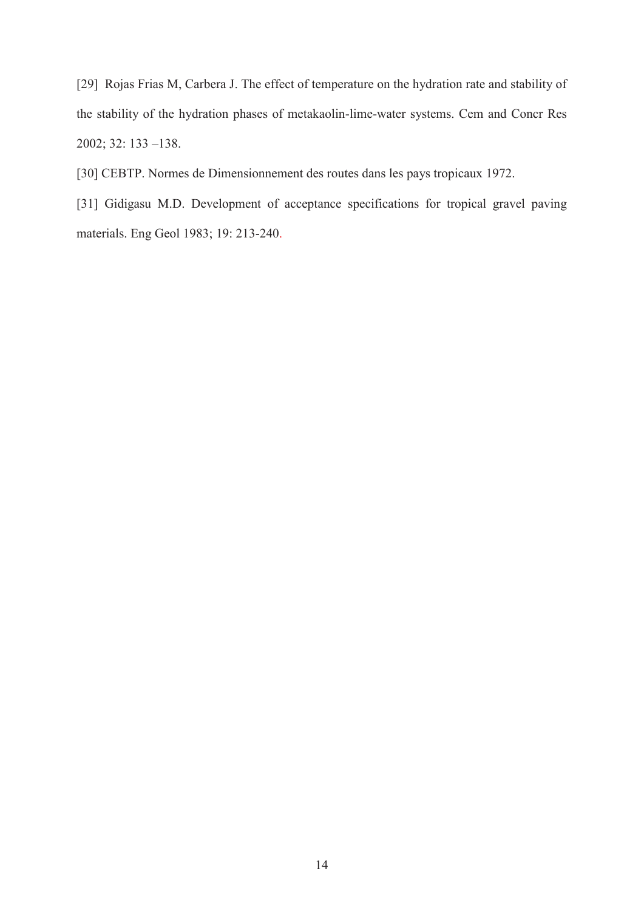[29] Rojas Frias M, Carbera J. The effect of temperature on the hydration rate and stability of the stability of the hydration phases of metakaolin-lime-water systems. Cem and Concr Res 2002; 32: 133 –138.

[30] CEBTP. Normes de Dimensionnement des routes dans les pays tropicaux 1972.

[31] Gidigasu M.D. Development of acceptance specifications for tropical gravel paving materials. Eng Geol 1983; 19: 213-240.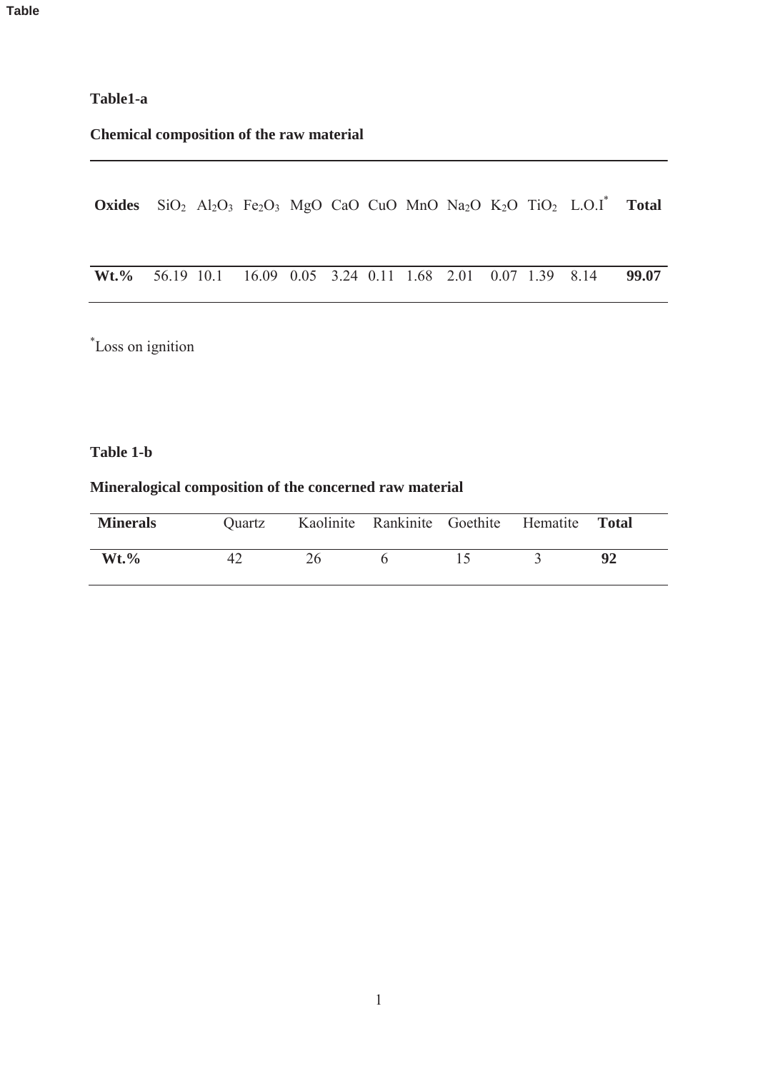Table

**Table1-a**

**Chemical composition of the raw material**

| **Oxides** | $SiO_2$ | $Al_2O_3$ | $Fe_2O_3$ | MgO | CaO | CuO | MnO | $Na_2O$ | $K_2O$ | $TiO_2$ | L.O.I* | **Total** |
|---|---|---|---|---|---|---|---|---|---|---|---|---|
| **Wt.%** | 56.19 | 10.1 | 16.09 | 0.05 | 3.24 | 0.11 | 1.68 | 2.01 | 0.07 | 1.39 | 8.14 | **99.07** |

*Loss on ignition

**Table 1-b**

**Mineralogical composition of the concerned raw material**

| **Minerals** | Quartz | Kaolinite | Rankinite | Goethite | Hematite | **Total** |
|---|---|---|---|---|---|---|
| **Wt.%** | 42 | 26 | 6 | 15 | 3 | **92** |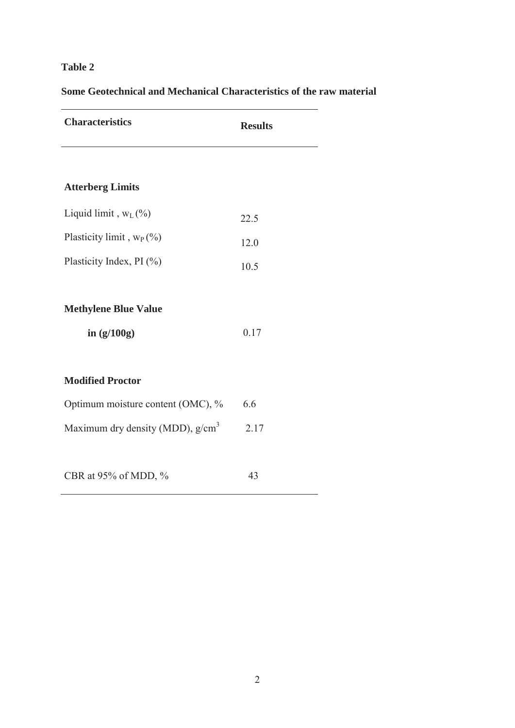**Table 2**

**Some Geotechnical and Mechanical Characteristics of the raw material**

| Characteristics | Results |
|---|---|
| **Atterberg Limits** | |
| Liquid limit , $w_L$ (%) | 22.5 |
| Plasticity limit , $w_P$ (%) | 12.0 |
| Plasticity Index, PI (%) | 10.5 |
| **Methylene Blue Value in (g/100g)** | 0.17 |
| **Modified Proctor** | |
| Optimum moisture content (OMC), % | 6.6 |
| Maximum dry density (MDD), g/cm$^3$ | 2.17 |
| CBR at 95% of MDD, % | 43 |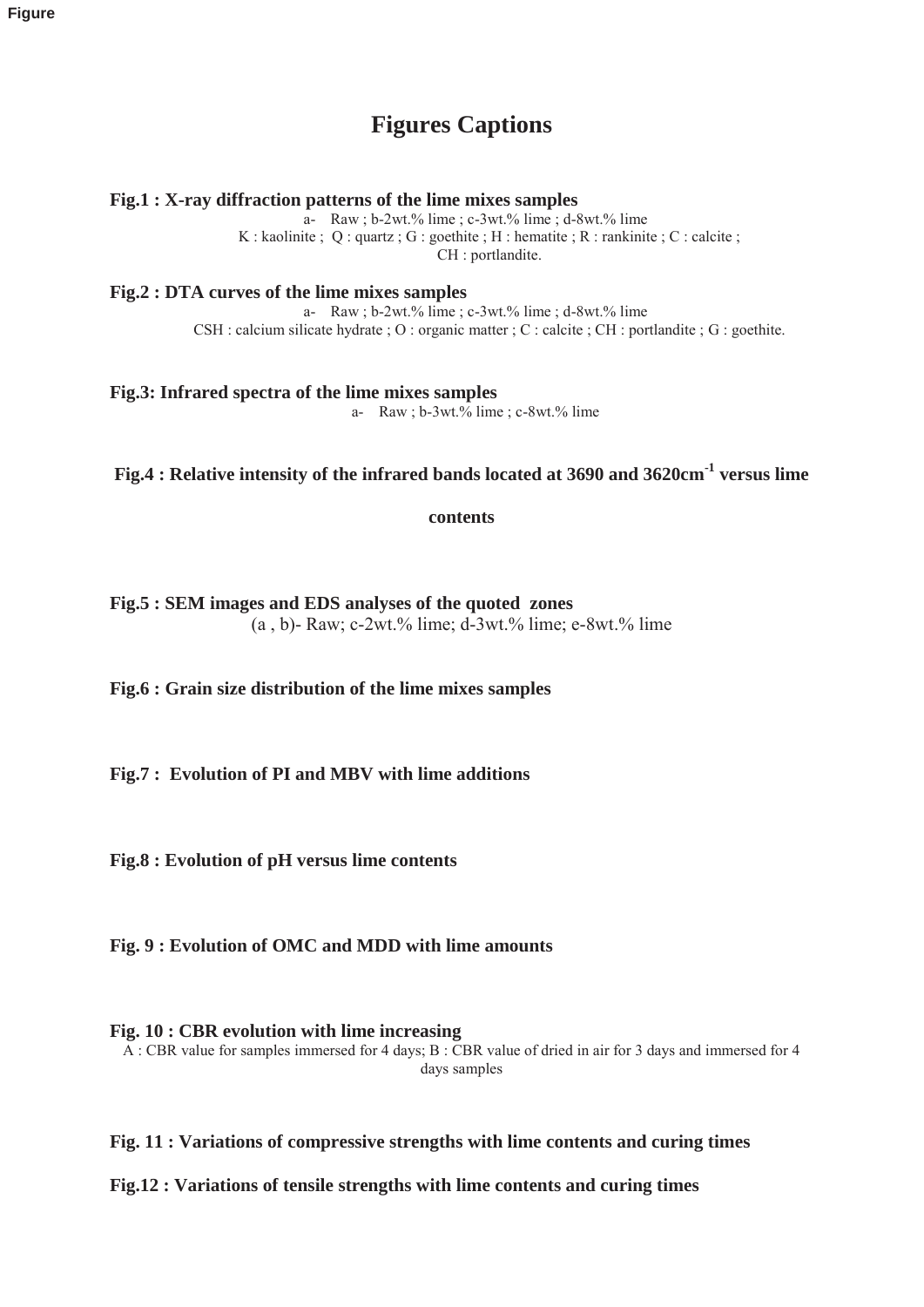Figure

# Figures Captions

**Fig.1 : X-ray diffraction patterns of the lime mixes samples**

a- Raw ; b-2wt.% lime ; c-3wt.% lime ; d-8wt.% lime
K : kaolinite ; Q : quartz ; G : goethite ; H : hematite ; R : rankinite ; C : calcite ; CH : portlandite.

**Fig.2 : DTA curves of the lime mixes samples**

a- Raw ; b-2wt.% lime ; c-3wt.% lime ; d-8wt.% lime
CSH : calcium silicate hydrate ; O : organic matter ; C : calcite ; CH : portlandite ; G : goethite.

**Fig.3: Infrared spectra of the lime mixes samples**

a- Raw ; b-3wt.% lime ; c-8wt.% lime

**Fig.4 : Relative intensity of the infrared bands located at 3690 and 3620cm$^{-1}$ versus lime contents**

**Fig.5 : SEM images and EDS analyses of the quoted zones**

(a , b)- Raw; c-2wt.% lime; d-3wt.% lime; e-8wt.% lime

**Fig.6 : Grain size distribution of the lime mixes samples**

**Fig.7 : Evolution of PI and MBV with lime additions**

**Fig.8 : Evolution of pH versus lime contents**

**Fig. 9 : Evolution of OMC and MDD with lime amounts**

**Fig. 10 : CBR evolution with lime increasing**

A : CBR value for samples immersed for 4 days; B : CBR value of dried in air for 3 days and immersed for 4 days samples

**Fig. 11 : Variations of compressive strengths with lime contents and curing times**

**Fig.12 : Variations of tensile strengths with lime contents and curing times**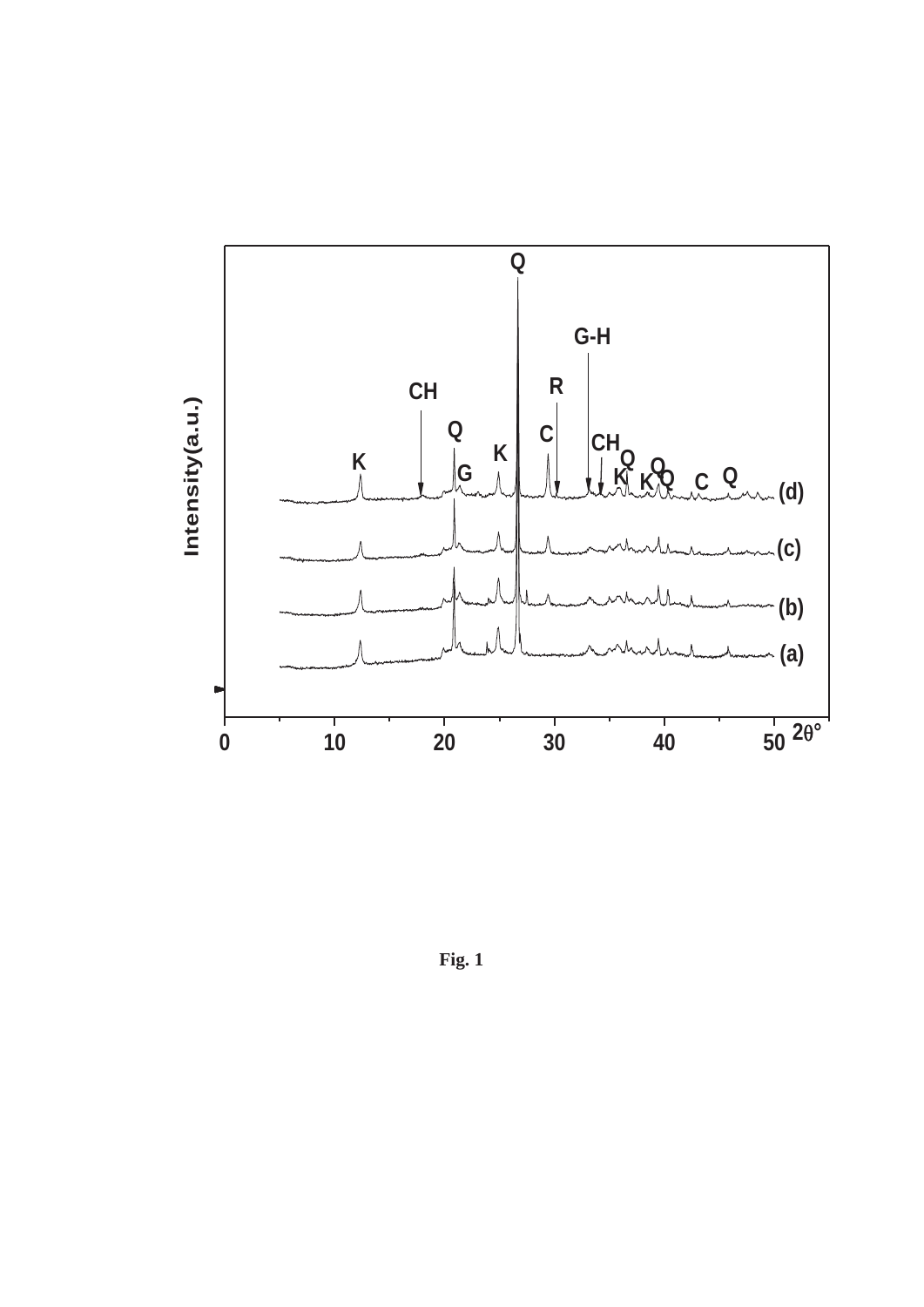**Fig. 1**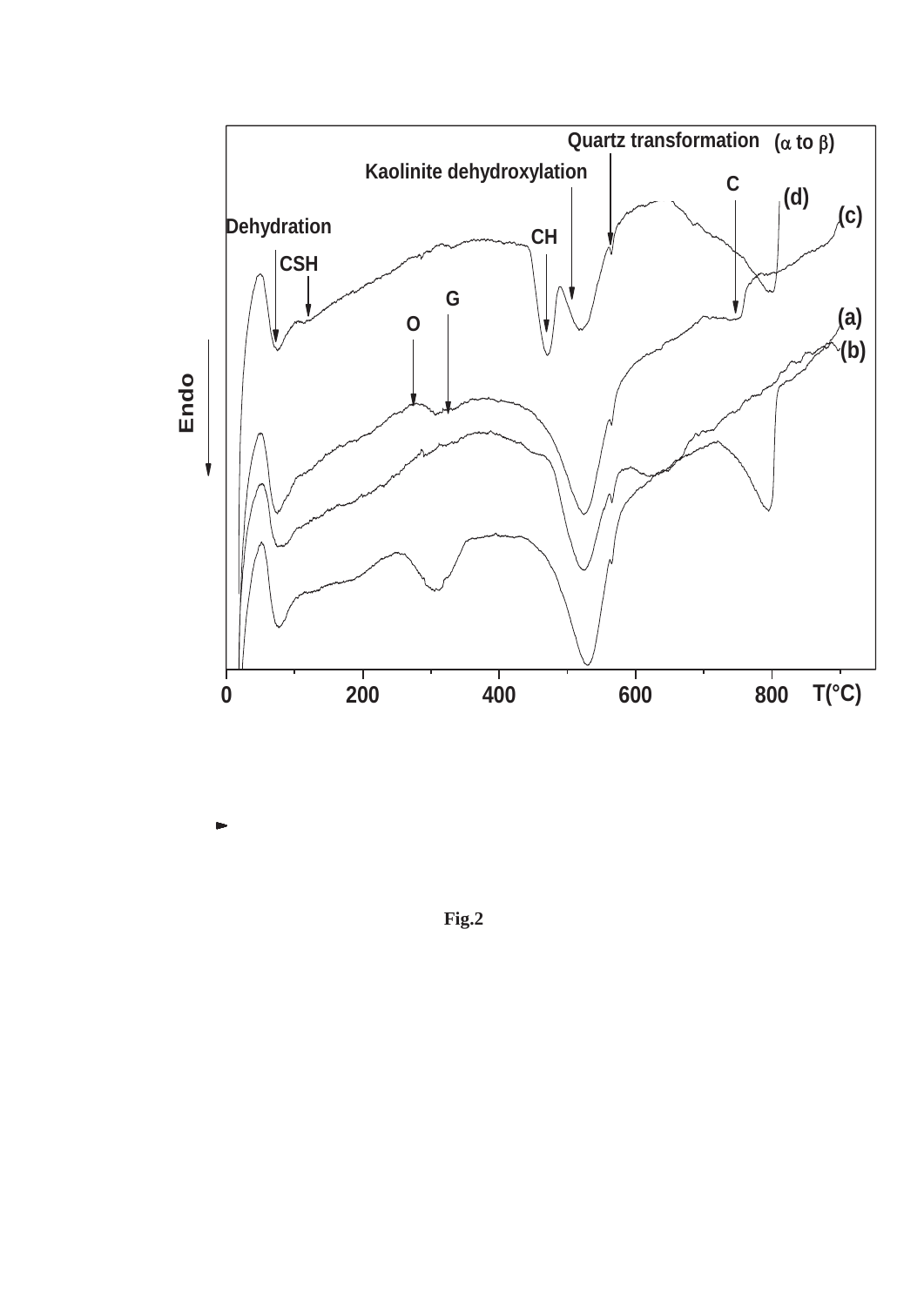Fig.2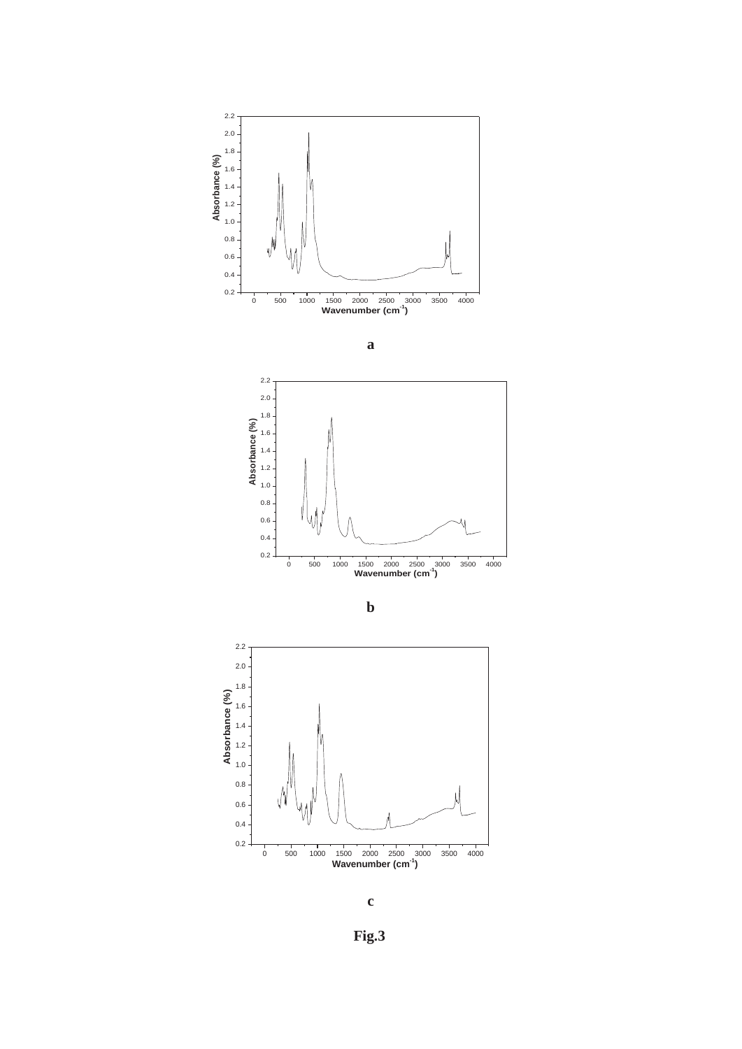a

b

c

**Fig.3**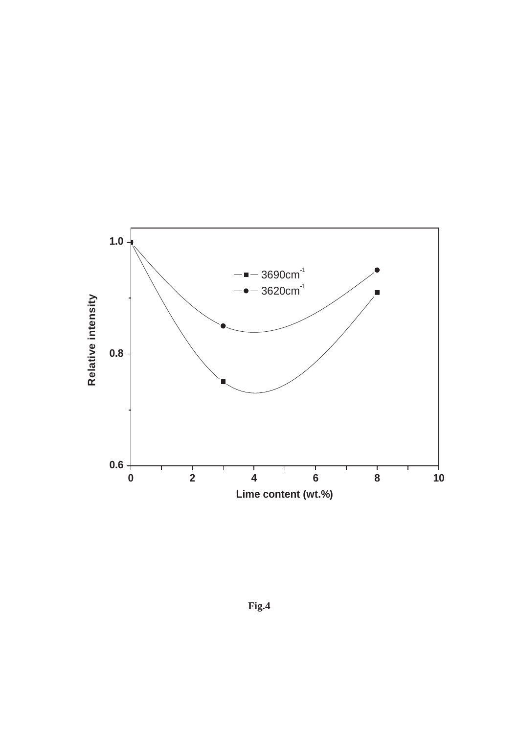Fig.4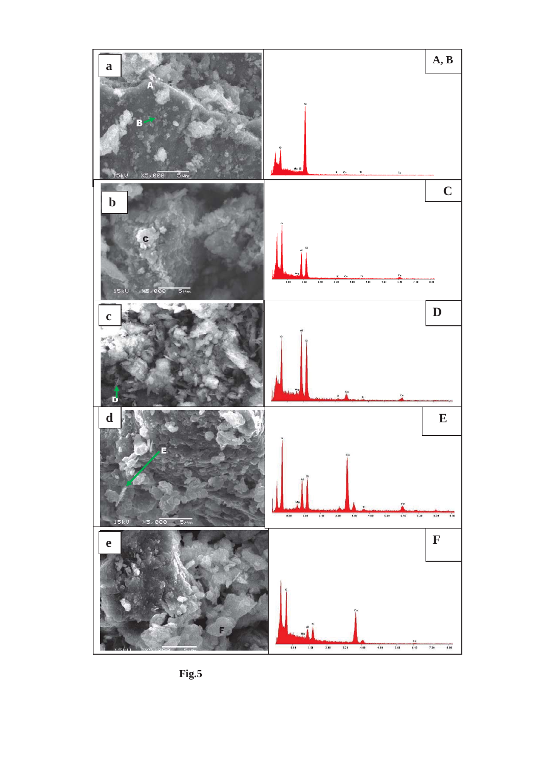Fig.5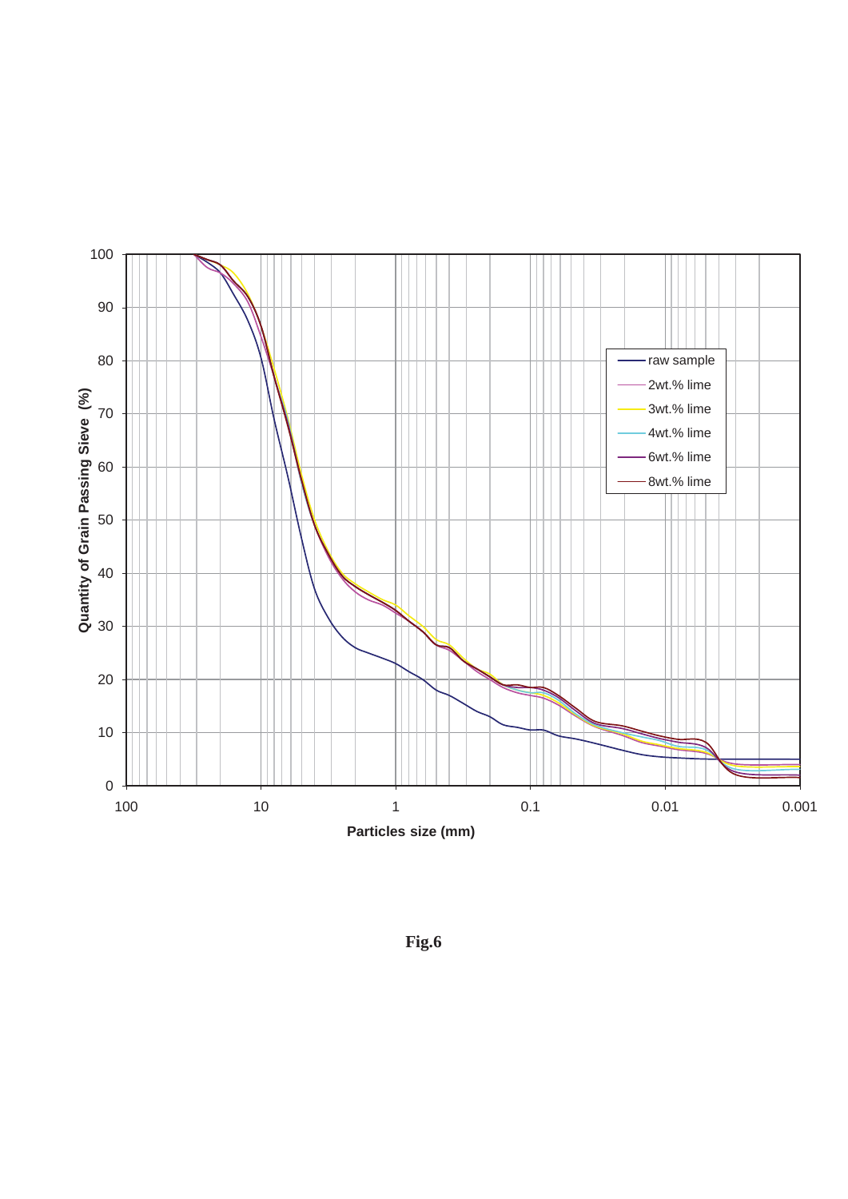Fig.6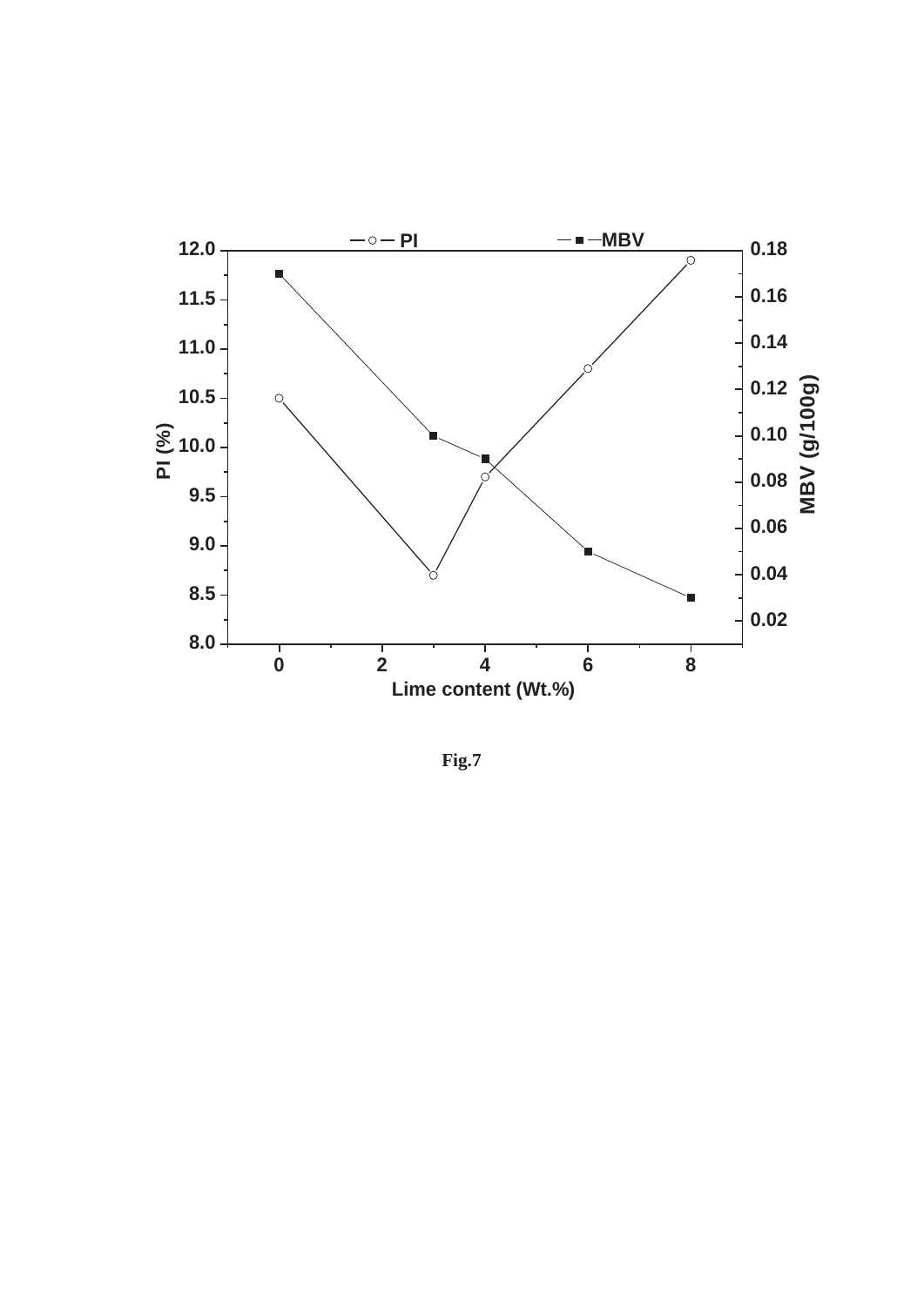Fig.7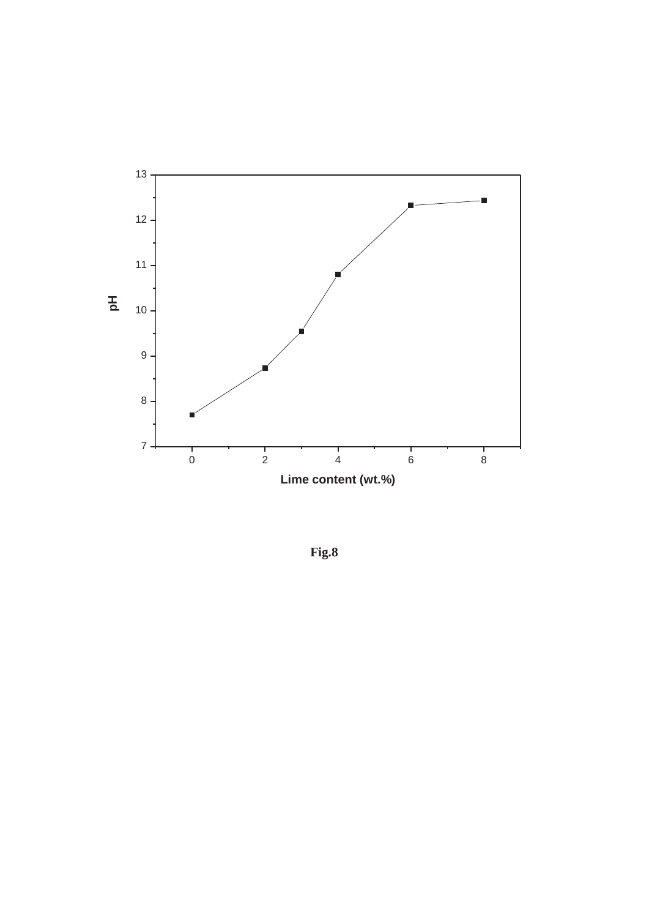**Fig.8**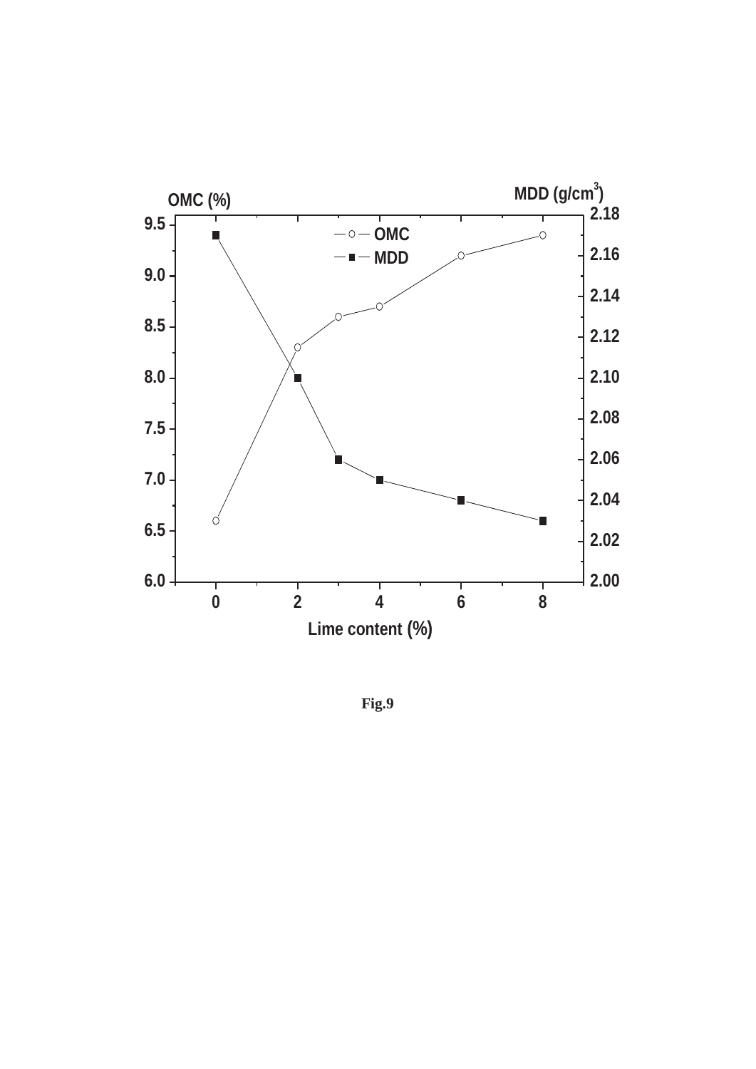**Fig.9**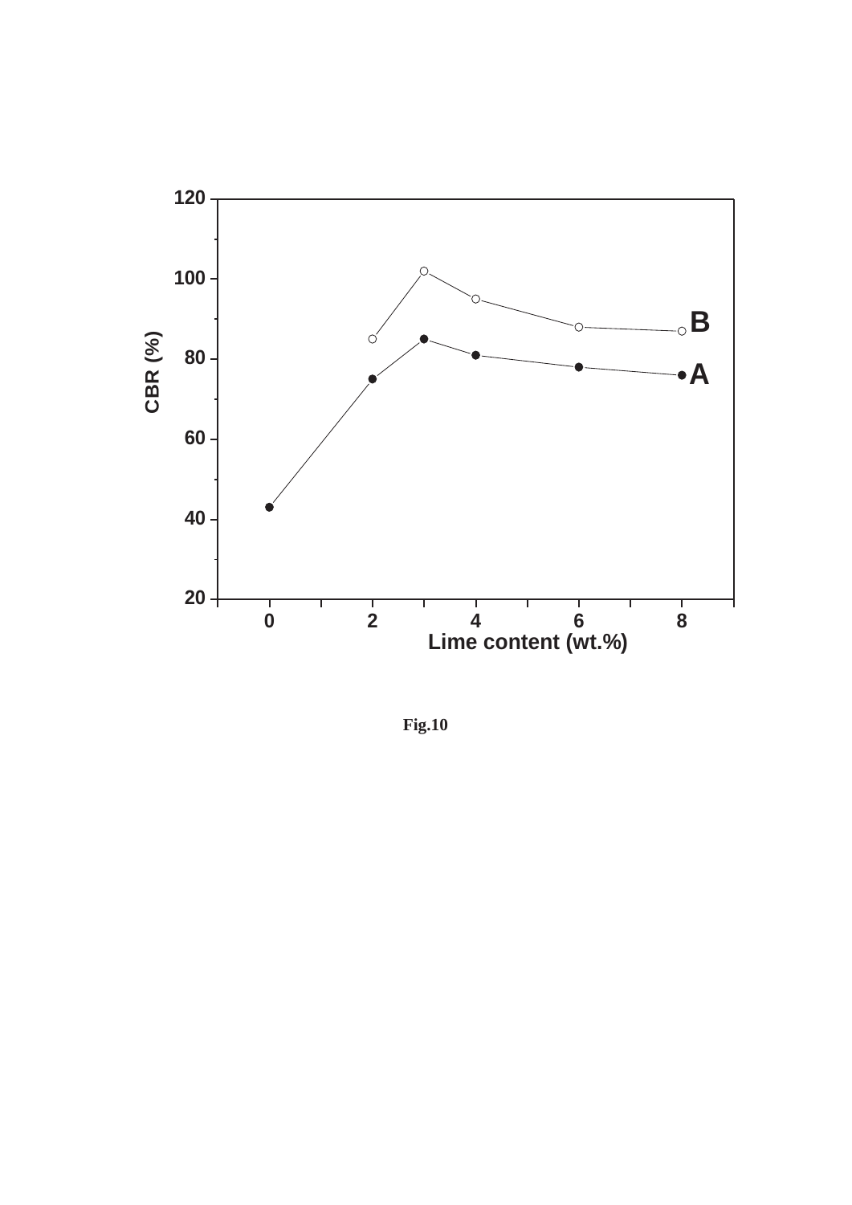Fig.10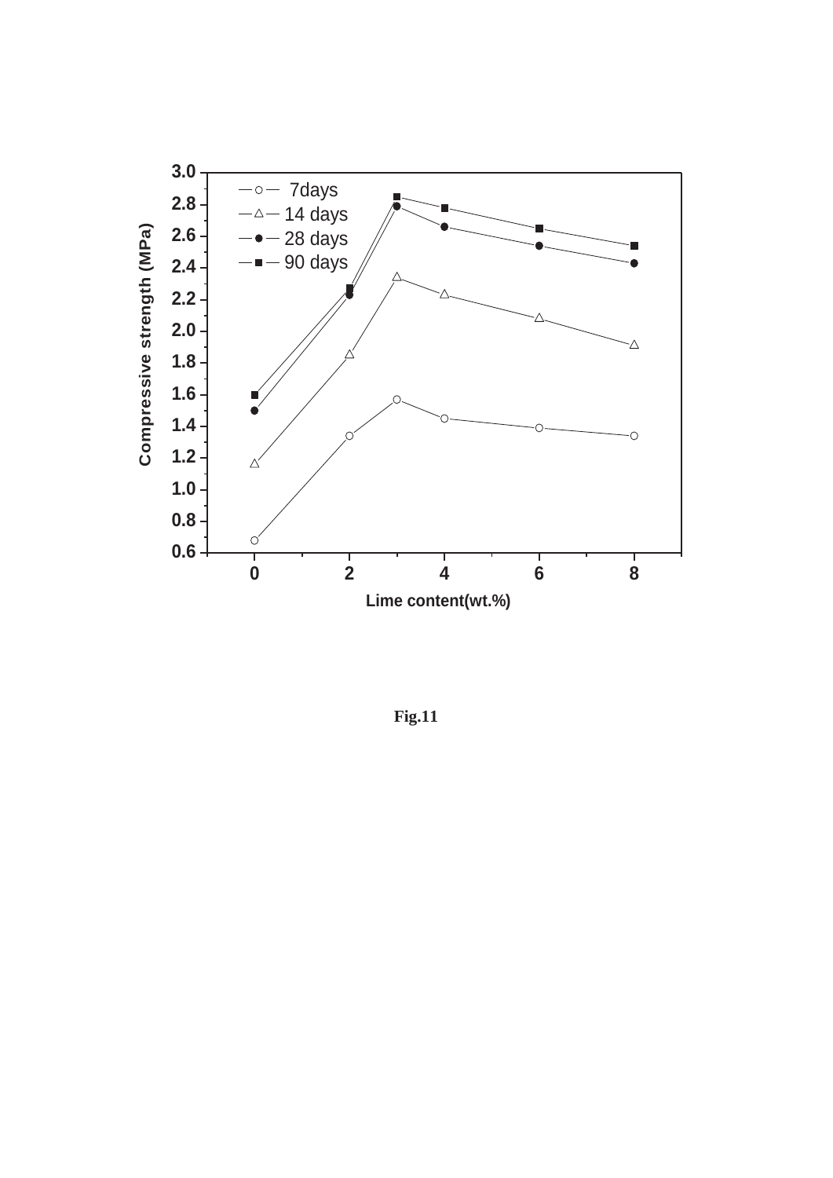**Fig.11**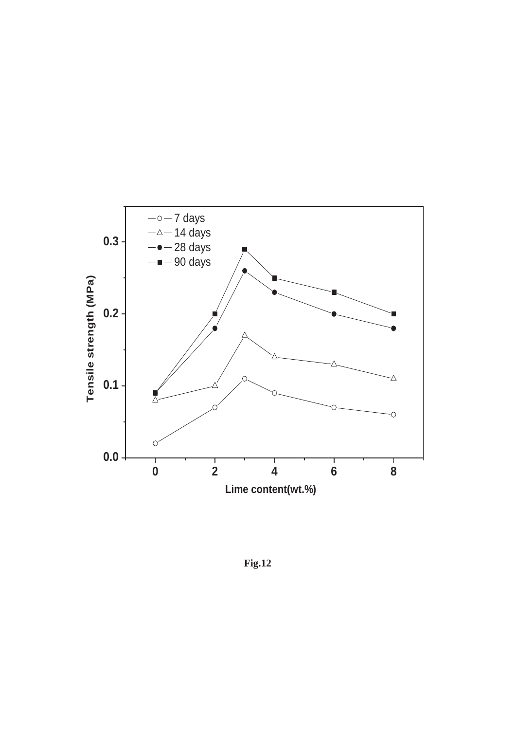7 days
14 days
28 days
90 days

0.0
0.1
0.2
0.3

Tensile strength (MPa)

0
2
4
6
8

Lime content(wt.%)

**Fig.12**